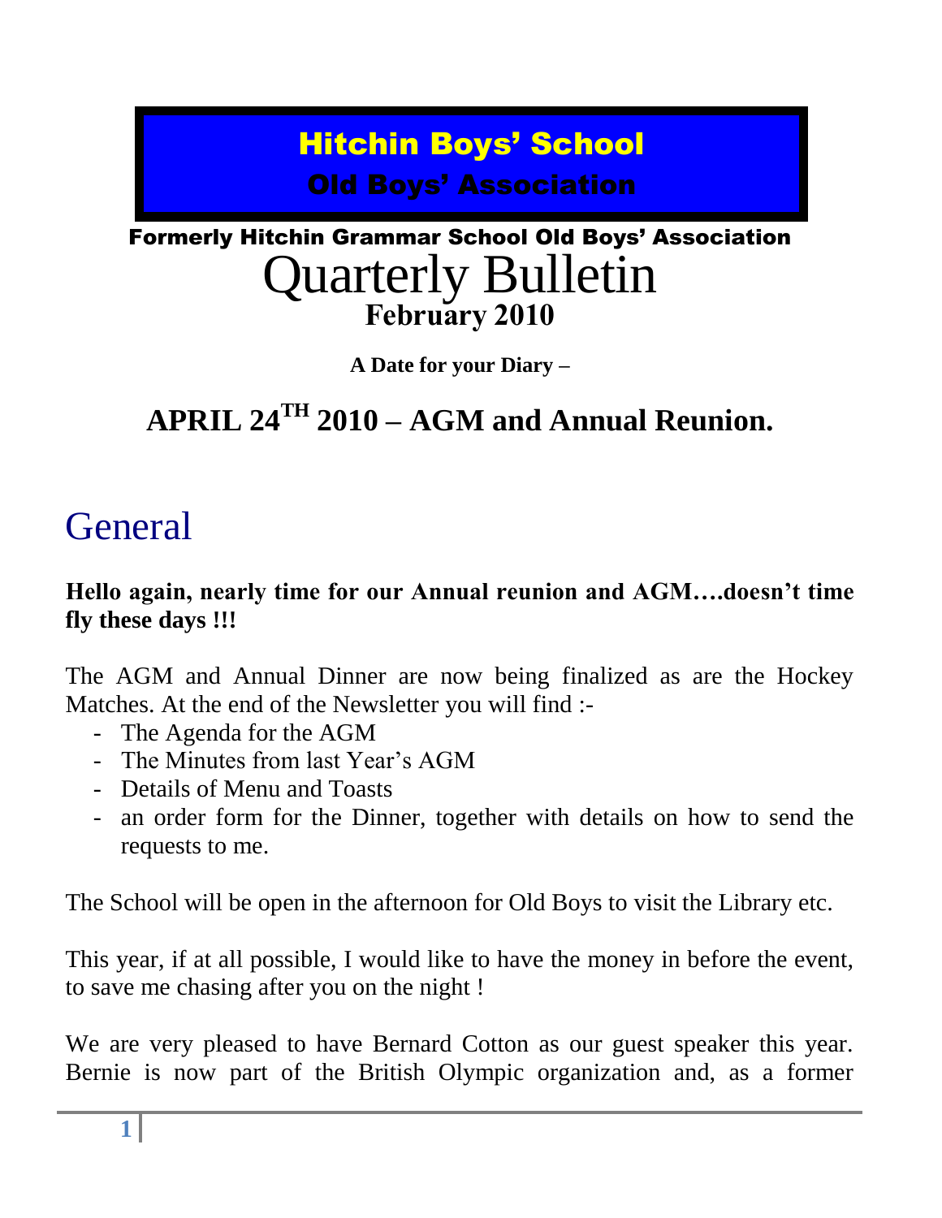# Hitchin Boys' School

## Old Boys' Association

**Formerly Hitchin Grammar School Old Boys' Association**

# Quarterly Bulletin

**February 2010**

**A Date for your Diary –**

## APRIL 24TH 2010 – AGM and Annual Reunion.

# General

**Hello again, nearly time for our Annual reunion and AGM….doesn't time fly these days !!!**

The AGM and Annual Dinner are now being finalized as are the Hockey Matches. At the end of the Newsletter you will find :-

- The Agenda for the AGM
- The Minutes from last Year's AGM
- Details of Menu and Toasts
- an order form for the Dinner, together with details on how to send the requests to me.

The School will be open in the afternoon for Old Boys to visit the Library etc.

This year, if at all possible, I would like to have the money in before the event, to save me chasing after you on the night !

We are very pleased to have Bernard Cotton as our guest speaker this year. Bernie is now part of the British Olympic organization and, as a former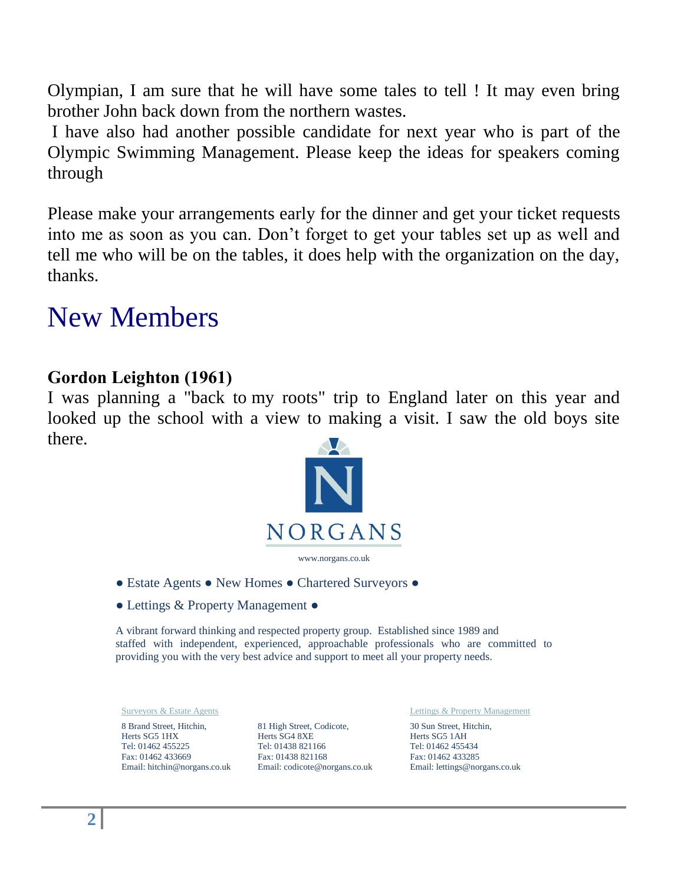Olympian, I am sure that he will have some tales to tell ! It may even bring brother John back down from the northern wastes.

I have also had another possible candidate for next year who is part of the Olympic Swimming Management. Please keep the ideas for speakers coming through

Please make your arrangements early for the dinner and get your ticket requests into me as soon as you can. Don't forget to get your tables set up as well and tell me who will be on the tables, it does help with the organization on the day, thanks.

# New Members

### Gordon Leighton (1961)

I was planning a "back to my roots" trip to England later on this year and looked up the school with a view to making a visit. I saw the old boys site there.

NORGANS

www.norgans.co.uk

● Estate Agents ● New Homes ● Chartered Surveyors ●

● Lettings & Property Management ●

A vibrant forward thinking and respected property group. Established since 1989 and staffed with independent, experienced, approachable professionals who are committed to providing you with the very best advice and support to meet all your property needs.

Surveyors & Estate Agents

8 Brand Street, Hitchin,
Herts SG5 1HX
Tel: 01462 455225
Fax: 01462 433669
Email: hitchin@norgans.co.uk

81 High Street, Codicote,
Herts SG4 8XE
Tel: 01438 821166
Fax: 01438 821168
Email: codicote@norgans.co.uk

Lettings & Property Management

30 Sun Street, Hitchin,
Herts SG5 1AH
Tel: 01462 455434
Fax: 01462 433285
Email: lettings@norgans.co.uk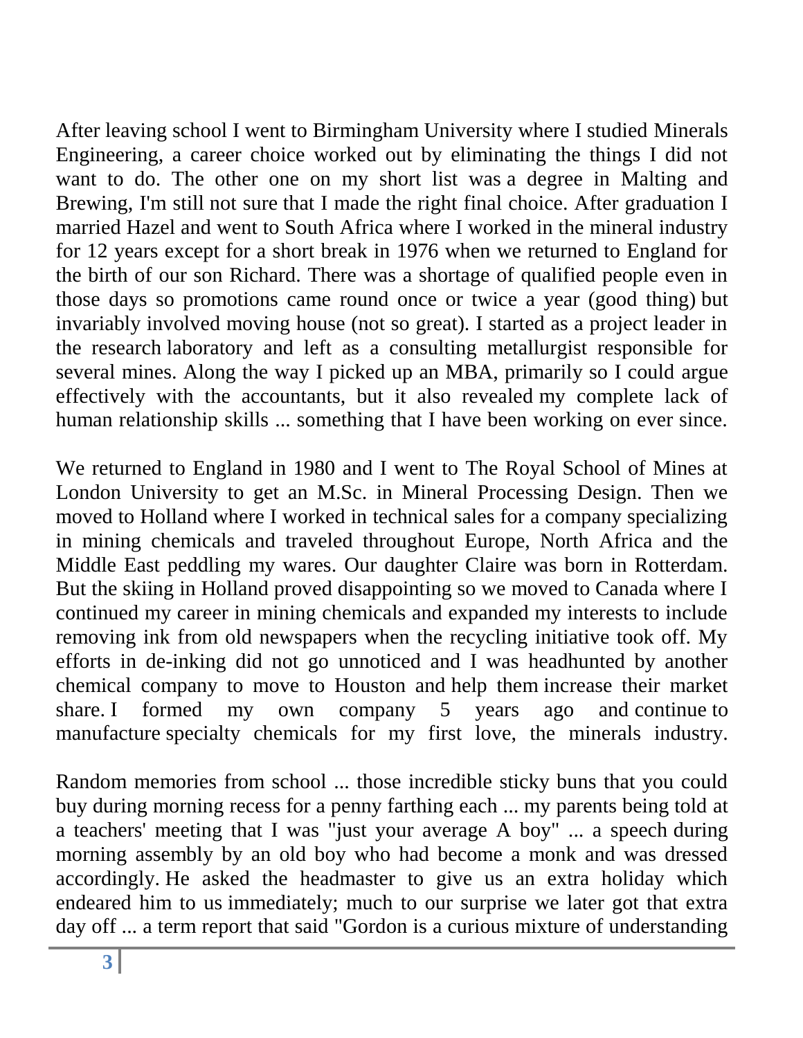After leaving school I went to Birmingham University where I studied Minerals Engineering, a career choice worked out by eliminating the things I did not want to do. The other one on my short list was a degree in Malting and Brewing, I'm still not sure that I made the right final choice. After graduation I married Hazel and went to South Africa where I worked in the mineral industry for 12 years except for a short break in 1976 when we returned to England for the birth of our son Richard. There was a shortage of qualified people even in those days so promotions came round once or twice a year (good thing) but invariably involved moving house (not so great). I started as a project leader in the research laboratory and left as a consulting metallurgist responsible for several mines. Along the way I picked up an MBA, primarily so I could argue effectively with the accountants, but it also revealed my complete lack of human relationship skills ... something that I have been working on ever since.

We returned to England in 1980 and I went to The Royal School of Mines at London University to get an M.Sc. in Mineral Processing Design. Then we moved to Holland where I worked in technical sales for a company specializing in mining chemicals and traveled throughout Europe, North Africa and the Middle East peddling my wares. Our daughter Claire was born in Rotterdam. But the skiing in Holland proved disappointing so we moved to Canada where I continued my career in mining chemicals and expanded my interests to include removing ink from old newspapers when the recycling initiative took off. My efforts in de-inking did not go unnoticed and I was headhunted by another chemical company to move to Houston and help them increase their market share. I formed my own company 5 years ago and continue to manufacture specialty chemicals for my first love, the minerals industry.

Random memories from school ... those incredible sticky buns that you could buy during morning recess for a penny farthing each ... my parents being told at a teachers' meeting that I was "just your average A boy" ... a speech during morning assembly by an old boy who had become a monk and was dressed accordingly. He asked the headmaster to give us an extra holiday which endeared him to us immediately; much to our surprise we later got that extra day off ... a term report that said "Gordon is a curious mixture of understanding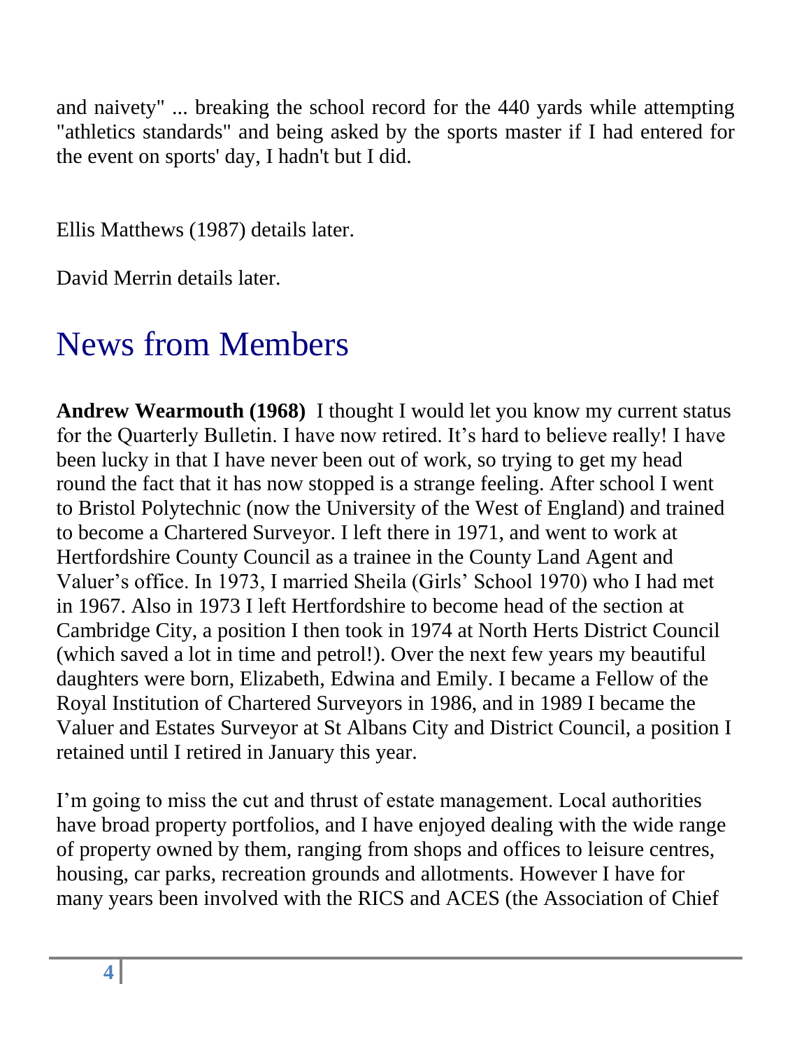and naivety" ... breaking the school record for the 440 yards while attempting "athletics standards" and being asked by the sports master if I had entered for the event on sports' day, I hadn't but I did.

Ellis Matthews (1987) details later.

David Merrin details later.

# News from Members

**Andrew Wearmouth (1968)** I thought I would let you know my current status for the Quarterly Bulletin. I have now retired. It's hard to believe really! I have been lucky in that I have never been out of work, so trying to get my head round the fact that it has now stopped is a strange feeling. After school I went to Bristol Polytechnic (now the University of the West of England) and trained to become a Chartered Surveyor. I left there in 1971, and went to work at Hertfordshire County Council as a trainee in the County Land Agent and Valuer's office. In 1973, I married Sheila (Girls' School 1970) who I had met in 1967. Also in 1973 I left Hertfordshire to become head of the section at Cambridge City, a position I then took in 1974 at North Herts District Council (which saved a lot in time and petrol!). Over the next few years my beautiful daughters were born, Elizabeth, Edwina and Emily. I became a Fellow of the Royal Institution of Chartered Surveyors in 1986, and in 1989 I became the Valuer and Estates Surveyor at St Albans City and District Council, a position I retained until I retired in January this year.

I'm going to miss the cut and thrust of estate management. Local authorities have broad property portfolios, and I have enjoyed dealing with the wide range of property owned by them, ranging from shops and offices to leisure centres, housing, car parks, recreation grounds and allotments. However I have for many years been involved with the RICS and ACES (the Association of Chief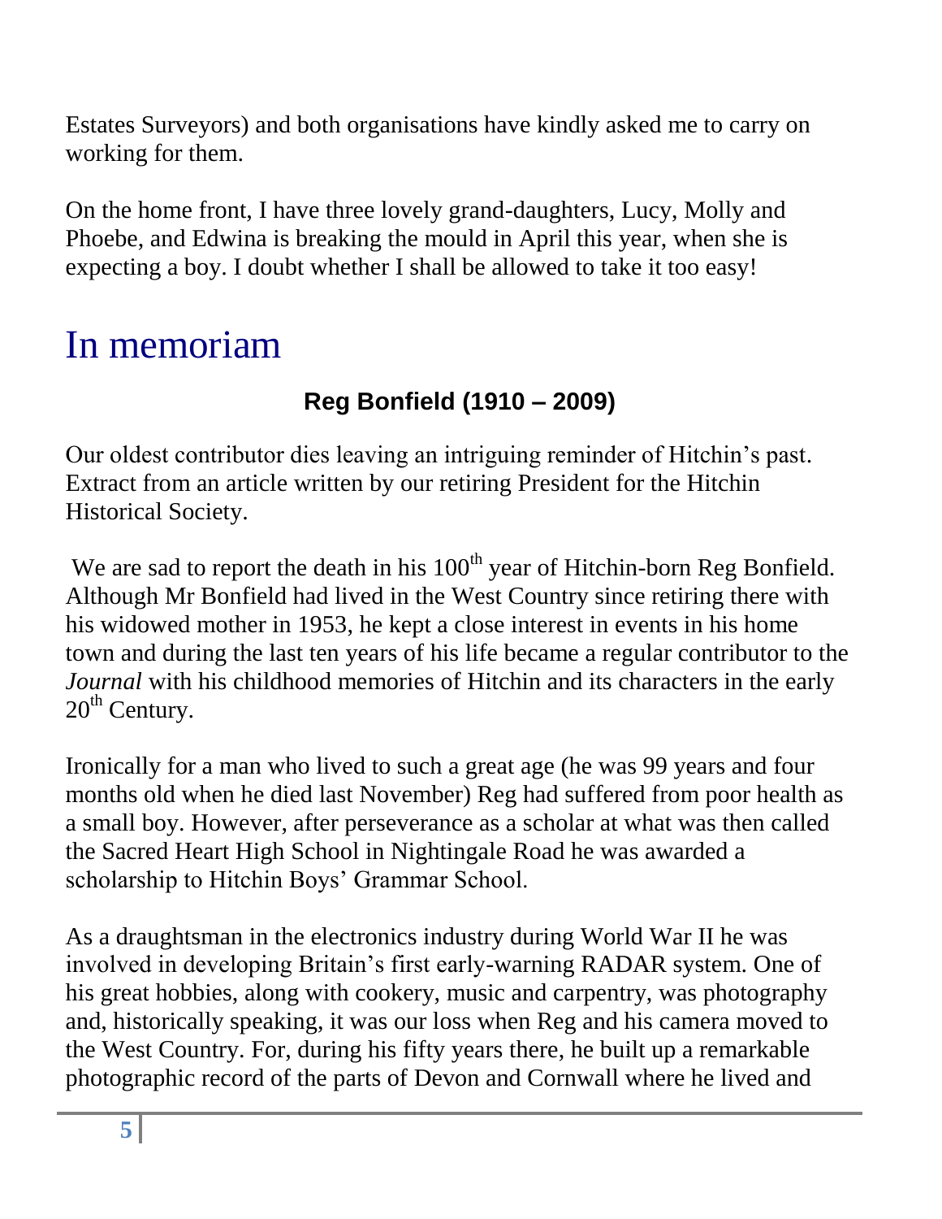Estates Surveyors) and both organisations have kindly asked me to carry on working for them.

On the home front, I have three lovely grand-daughters, Lucy, Molly and Phoebe, and Edwina is breaking the mould in April this year, when she is expecting a boy. I doubt whether I shall be allowed to take it too easy!

# In memoriam

### Reg Bonfield (1910 – 2009)

Our oldest contributor dies leaving an intriguing reminder of Hitchin's past. Extract from an article written by our retiring President for the Hitchin Historical Society.

We are sad to report the death in his 100th year of Hitchin-born Reg Bonfield. Although Mr Bonfield had lived in the West Country since retiring there with his widowed mother in 1953, he kept a close interest in events in his home town and during the last ten years of his life became a regular contributor to the *Journal* with his childhood memories of Hitchin and its characters in the early 20th Century.

Ironically for a man who lived to such a great age (he was 99 years and four months old when he died last November) Reg had suffered from poor health as a small boy. However, after perseverance as a scholar at what was then called the Sacred Heart High School in Nightingale Road he was awarded a scholarship to Hitchin Boys' Grammar School.

As a draughtsman in the electronics industry during World War II he was involved in developing Britain's first early-warning RADAR system. One of his great hobbies, along with cookery, music and carpentry, was photography and, historically speaking, it was our loss when Reg and his camera moved to the West Country. For, during his fifty years there, he built up a remarkable photographic record of the parts of Devon and Cornwall where he lived and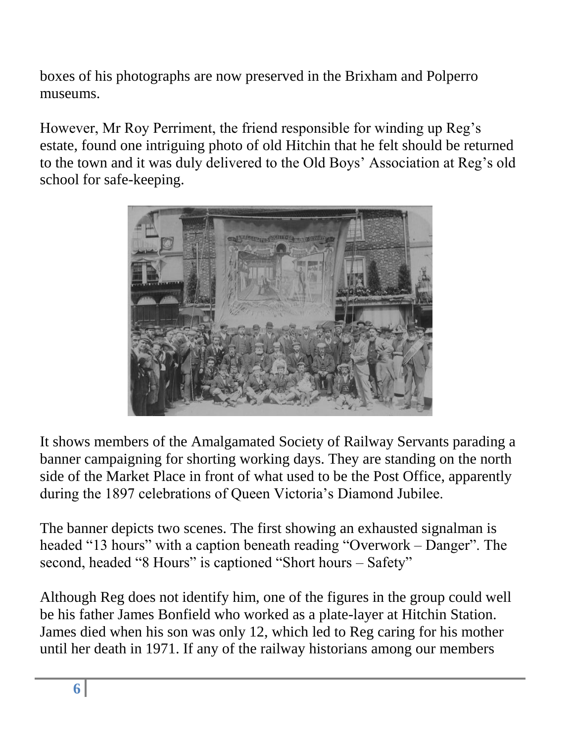boxes of his photographs are now preserved in the Brixham and Polperro museums.

However, Mr Roy Perriment, the friend responsible for winding up Reg's estate, found one intriguing photo of old Hitchin that he felt should be returned to the town and it was duly delivered to the Old Boys' Association at Reg's old school for safe-keeping.

It shows members of the Amalgamated Society of Railway Servants parading a banner campaigning for shorting working days. They are standing on the north side of the Market Place in front of what used to be the Post Office, apparently during the 1897 celebrations of Queen Victoria's Diamond Jubilee.

The banner depicts two scenes. The first showing an exhausted signalman is headed "13 hours" with a caption beneath reading "Overwork – Danger". The second, headed "8 Hours" is captioned "Short hours – Safety"

Although Reg does not identify him, one of the figures in the group could well be his father James Bonfield who worked as a plate-layer at Hitchin Station. James died when his son was only 12, which led to Reg caring for his mother until her death in 1971. If any of the railway historians among our members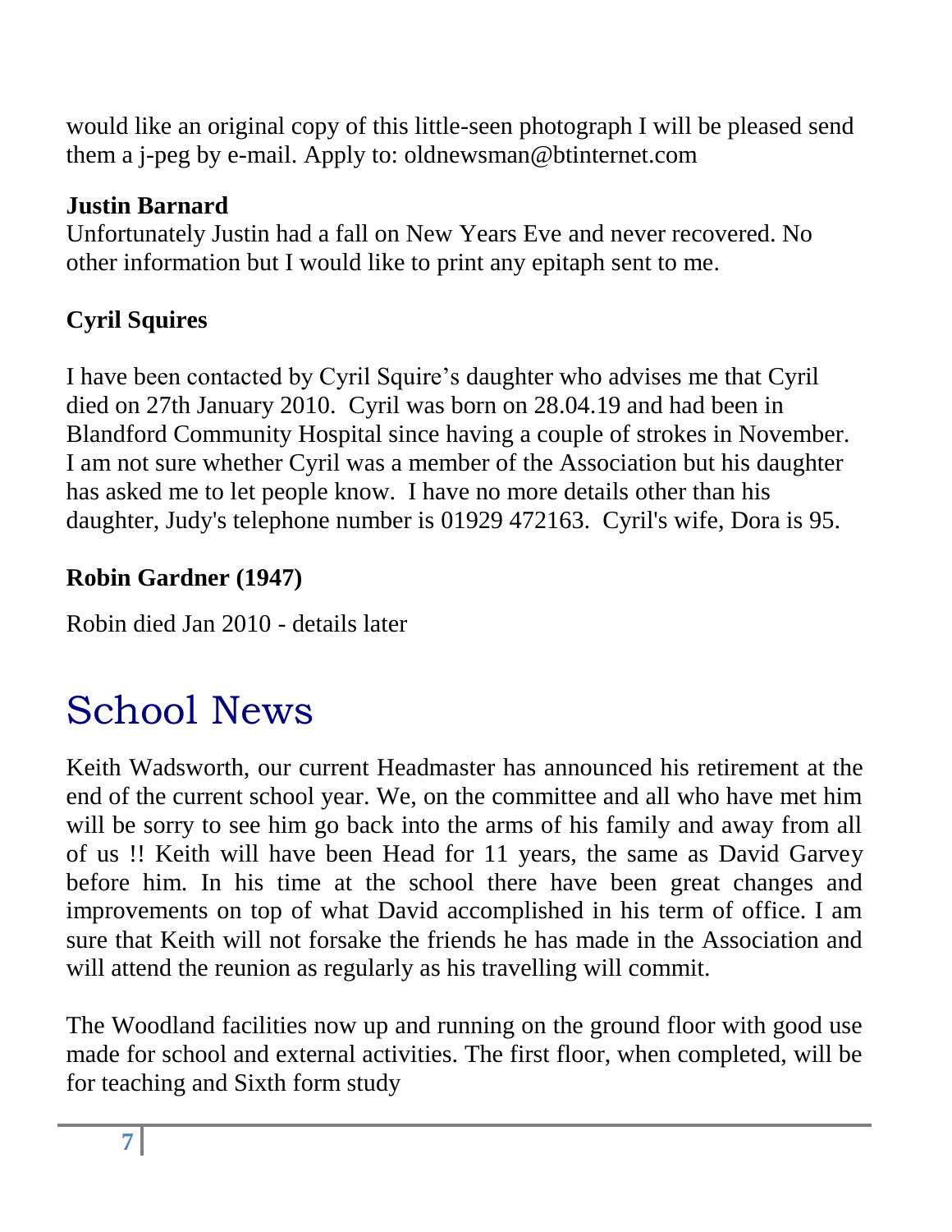would like an original copy of this little-seen photograph I will be pleased send them a j-peg by e-mail. Apply to: oldnewsman@btinternet.com

**Justin Barnard**
Unfortunately Justin had a fall on New Years Eve and never recovered. No other information but I would like to print any epitaph sent to me.

**Cyril Squires**

I have been contacted by Cyril Squire's daughter who advises me that Cyril died on 27th January 2010. Cyril was born on 28.04.19 and had been in Blandford Community Hospital since having a couple of strokes in November. I am not sure whether Cyril was a member of the Association but his daughter has asked me to let people know. I have no more details other than his daughter, Judy's telephone number is 01929 472163. Cyril's wife, Dora is 95.

**Robin Gardner (1947)**

Robin died Jan 2010 - details later

# School News

Keith Wadsworth, our current Headmaster has announced his retirement at the end of the current school year. We, on the committee and all who have met him will be sorry to see him go back into the arms of his family and away from all of us !! Keith will have been Head for 11 years, the same as David Garvey before him. In his time at the school there have been great changes and improvements on top of what David accomplished in his term of office. I am sure that Keith will not forsake the friends he has made in the Association and will attend the reunion as regularly as his travelling will commit.

The Woodland facilities now up and running on the ground floor with good use made for school and external activities. The first floor, when completed, will be for teaching and Sixth form study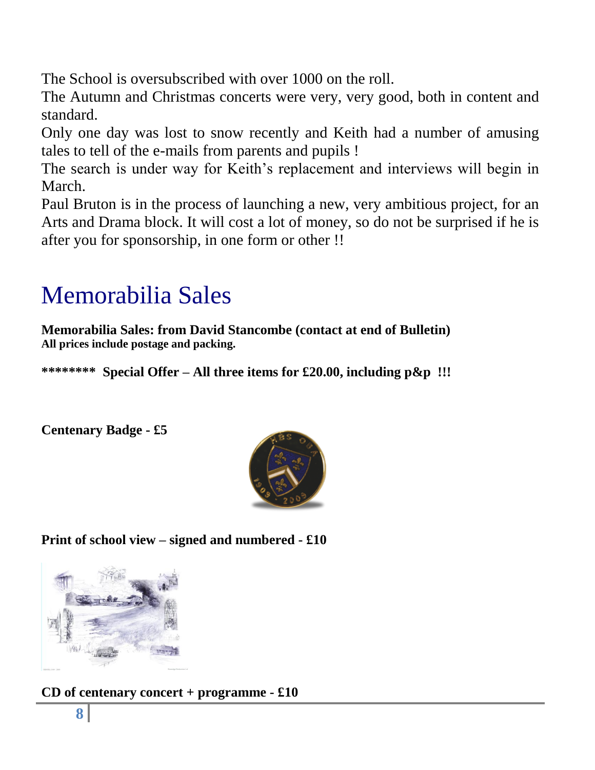The School is oversubscribed with over 1000 on the roll.

The Autumn and Christmas concerts were very, very good, both in content and standard.

Only one day was lost to snow recently and Keith had a number of amusing tales to tell of the e-mails from parents and pupils !

The search is under way for Keith's replacement and interviews will begin in March.

Paul Bruton is in the process of launching a new, very ambitious project, for an Arts and Drama block. It will cost a lot of money, so do not be surprised if he is after you for sponsorship, in one form or other !!

# Memorabilia Sales

**Memorabilia Sales: from David Stancombe (contact at end of Bulletin)**
**All prices include postage and packing.**

**\*\*\*\*\*\*\*\* Special Offer – All three items for £20.00, including p&p !!!**

**Centenary Badge - £5**

**Print of school view – signed and numbered - £10**

**CD of centenary concert + programme - £10**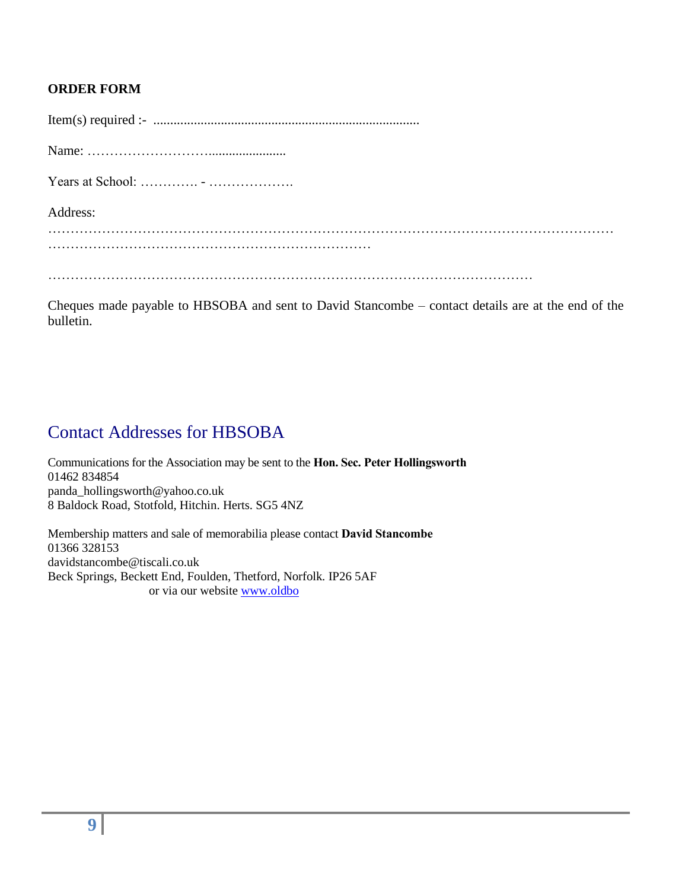**ORDER FORM**

Item(s) required :- ..............................................................................

Name: ………………………......................

Years at School: …………. - ……………….

Address:

…………………………………………………………………………………………………………… ………………………………………………………………

………………………………………………………………………………………………

Cheques made payable to HBSOBA and sent to David Stancombe – contact details are at the end of the bulletin.

## Contact Addresses for HBSOBA

Communications for the Association may be sent to the **Hon. Sec. Peter Hollingsworth**
01462 834854
panda_hollingsworth@yahoo.co.uk
8 Baldock Road, Stotfold, Hitchin. Herts. SG5 4NZ

Membership matters and sale of memorabilia please contact **David Stancombe**
01366 328153
davidstancombe@tiscali.co.uk
Beck Springs, Beckett End, Foulden, Thetford, Norfolk. IP26 5AF
or via our website [www.oldbo](www.oldbo)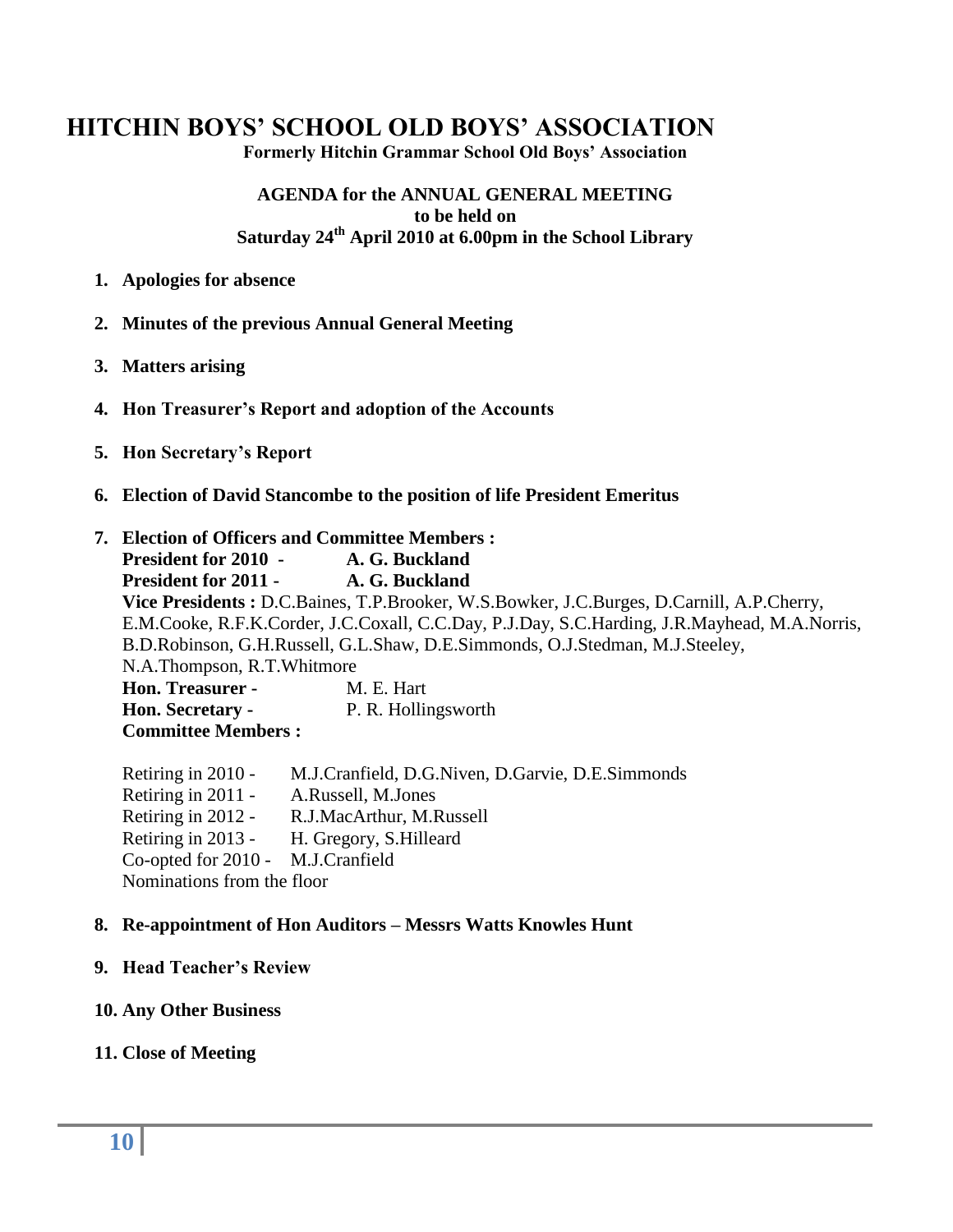# HITCHIN BOYS' SCHOOL OLD BOYS' ASSOCIATION

**Formerly Hitchin Grammar School Old Boys' Association**

**AGENDA for the ANNUAL GENERAL MEETING**
**to be held on**
**Saturday 24th April 2010 at 6.00pm in the School Library**

1. **Apologies for absence**

2. **Minutes of the previous Annual General Meeting**

3. **Matters arising**

4. **Hon Treasurer's Report and adoption of the Accounts**

5. **Hon Secretary's Report**

6. **Election of David Stancombe to the position of life President Emeritus**

7. **Election of Officers and Committee Members :**

   **President for 2010 - A. G. Buckland**
   **President for 2011 - A. G. Buckland**
   **Vice Presidents :** D.C.Baines, T.P.Brooker, W.S.Bowker, J.C.Burges, D.Carnill, A.P.Cherry, E.M.Cooke, R.F.K.Corder, J.C.Coxall, C.C.Day, P.J.Day, S.C.Harding, J.R.Mayhead, M.A.Norris, B.D.Robinson, G.H.Russell, G.L.Shaw, D.E.Simmonds, O.J.Stedman, M.J.Steeley, N.A.Thompson, R.T.Whitmore
   **Hon. Treasurer -** M. E. Hart
   **Hon. Secretary -** P. R. Hollingsworth
   **Committee Members :**

   Retiring in 2010 - M.J.Cranfield, D.G.Niven, D.Garvie, D.E.Simmonds
   Retiring in 2011 - A.Russell, M.Jones
   Retiring in 2012 - R.J.MacArthur, M.Russell
   Retiring in 2013 - H. Gregory, S.Hilleard
   Co-opted for 2010 - M.J.Cranfield
   Nominations from the floor

8. **Re-appointment of Hon Auditors – Messrs Watts Knowles Hunt**

9. **Head Teacher's Review**

10. **Any Other Business**

11. **Close of Meeting**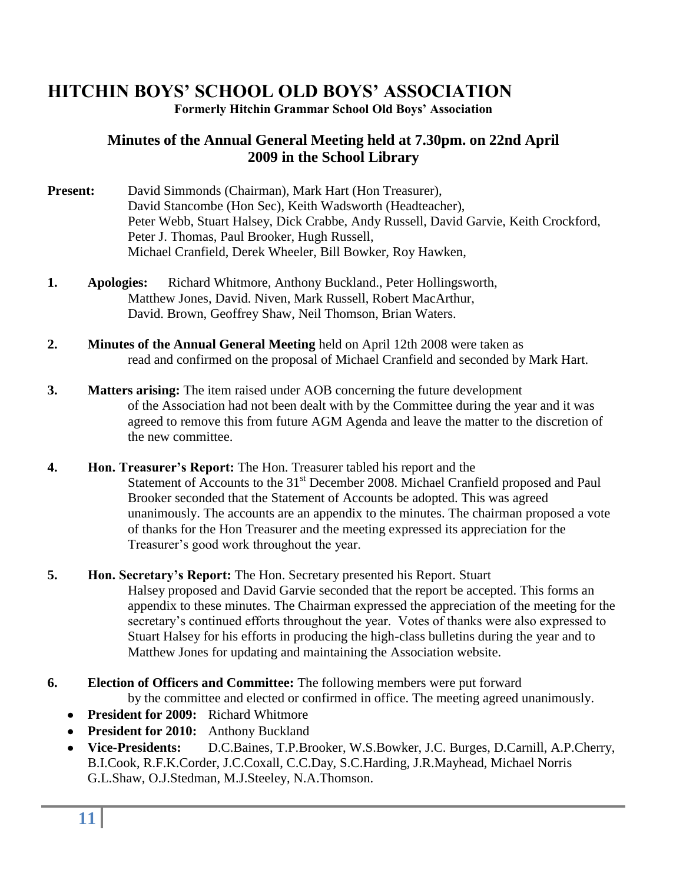# HITCHIN BOYS' SCHOOL OLD BOYS' ASSOCIATION

**Formerly Hitchin Grammar School Old Boys' Association**

## Minutes of the Annual General Meeting held at 7.30pm. on 22nd April 2009 in the School Library

**Present:** David Simmonds (Chairman), Mark Hart (Hon Treasurer), David Stancombe (Hon Sec), Keith Wadsworth (Headteacher), Peter Webb, Stuart Halsey, Dick Crabbe, Andy Russell, David Garvie, Keith Crockford, Peter J. Thomas, Paul Brooker, Hugh Russell, Michael Cranfield, Derek Wheeler, Bill Bowker, Roy Hawken,

1. **Apologies:** Richard Whitmore, Anthony Buckland., Peter Hollingsworth, Matthew Jones, David. Niven, Mark Russell, Robert MacArthur, David. Brown, Geoffrey Shaw, Neil Thomson, Brian Waters.

2. **Minutes of the Annual General Meeting** held on April 12th 2008 were taken as read and confirmed on the proposal of Michael Cranfield and seconded by Mark Hart.

3. **Matters arising:** The item raised under AOB concerning the future development of the Association had not been dealt with by the Committee during the year and it was agreed to remove this from future AGM Agenda and leave the matter to the discretion of the new committee.

4. **Hon. Treasurer's Report:** The Hon. Treasurer tabled his report and the Statement of Accounts to the 31st December 2008. Michael Cranfield proposed and Paul Brooker seconded that the Statement of Accounts be adopted. This was agreed unanimously. The accounts are an appendix to the minutes. The chairman proposed a vote of thanks for the Hon Treasurer and the meeting expressed its appreciation for the Treasurer's good work throughout the year.

5. **Hon. Secretary's Report:** The Hon. Secretary presented his Report. Stuart Halsey proposed and David Garvie seconded that the report be accepted. This forms an appendix to these minutes. The Chairman expressed the appreciation of the meeting for the secretary's continued efforts throughout the year. Votes of thanks were also expressed to Stuart Halsey for his efforts in producing the high-class bulletins during the year and to Matthew Jones for updating and maintaining the Association website.

6. **Election of Officers and Committee:** The following members were put forward by the committee and elected or confirmed in office. The meeting agreed unanimously.
   - **President for 2009:** Richard Whitmore
   - **President for 2010:** Anthony Buckland
   - **Vice-Presidents:** D.C.Baines, T.P.Brooker, W.S.Bowker, J.C. Burges, D.Carnill, A.P.Cherry, B.I.Cook, R.F.K.Corder, J.C.Coxall, C.C.Day, S.C.Harding, J.R.Mayhead, Michael Norris G.L.Shaw, O.J.Stedman, M.J.Steeley, N.A.Thomson.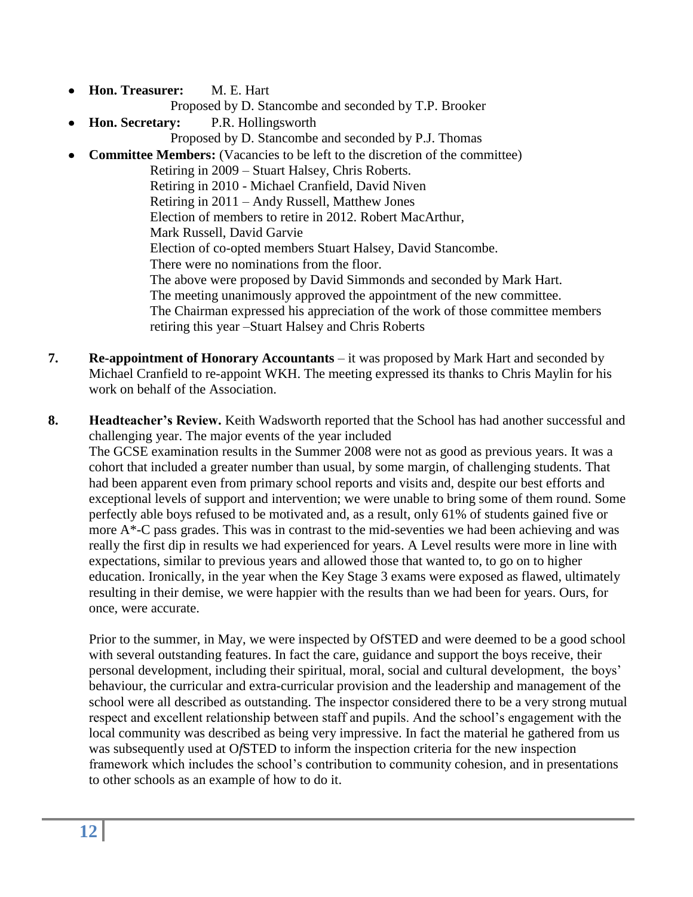- **Hon. Treasurer:** M. E. Hart
  Proposed by D. Stancombe and seconded by T.P. Brooker
- **Hon. Secretary:** P.R. Hollingsworth
  Proposed by D. Stancombe and seconded by P.J. Thomas
- **Committee Members:** (Vacancies to be left to the discretion of the committee)
  Retiring in 2009 – Stuart Halsey, Chris Roberts.
  Retiring in 2010 - Michael Cranfield, David Niven
  Retiring in 2011 – Andy Russell, Matthew Jones
  Election of members to retire in 2012. Robert MacArthur, Mark Russell, David Garvie
  Election of co-opted members Stuart Halsey, David Stancombe.
  There were no nominations from the floor.
  The above were proposed by David Simmonds and seconded by Mark Hart.
  The meeting unanimously approved the appointment of the new committee.
  The Chairman expressed his appreciation of the work of those committee members retiring this year –Stuart Halsey and Chris Roberts

**7. Re-appointment of Honorary Accountants** – it was proposed by Mark Hart and seconded by Michael Cranfield to re-appoint WKH. The meeting expressed its thanks to Chris Maylin for his work on behalf of the Association.

**8. Headteacher's Review.** Keith Wadsworth reported that the School has had another successful and challenging year. The major events of the year included

The GCSE examination results in the Summer 2008 were not as good as previous years. It was a cohort that included a greater number than usual, by some margin, of challenging students. That had been apparent even from primary school reports and visits and, despite our best efforts and exceptional levels of support and intervention; we were unable to bring some of them round. Some perfectly able boys refused to be motivated and, as a result, only 61% of students gained five or more A*-C pass grades. This was in contrast to the mid-seventies we had been achieving and was really the first dip in results we had experienced for years. A Level results were more in line with expectations, similar to previous years and allowed those that wanted to, to go on to higher education. Ironically, in the year when the Key Stage 3 exams were exposed as flawed, ultimately resulting in their demise, we were happier with the results than we had been for years. Ours, for once, were accurate.

Prior to the summer, in May, we were inspected by OfSTED and were deemed to be a good school with several outstanding features. In fact the care, guidance and support the boys receive, their personal development, including their spiritual, moral, social and cultural development, the boys' behaviour, the curricular and extra-curricular provision and the leadership and management of the school were all described as outstanding. The inspector considered there to be a very strong mutual respect and excellent relationship between staff and pupils. And the school's engagement with the local community was described as being very impressive. In fact the material he gathered from us was subsequently used at O*f*STED to inform the inspection criteria for the new inspection framework which includes the school's contribution to community cohesion, and in presentations to other schools as an example of how to do it.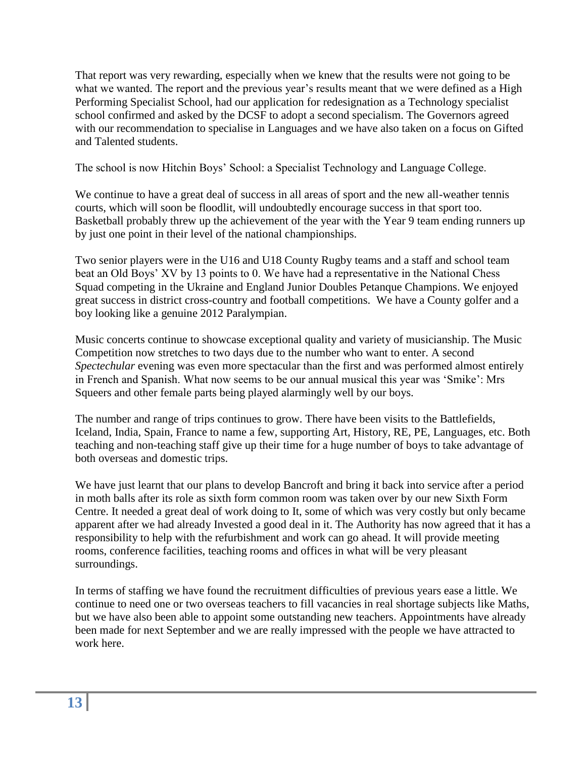That report was very rewarding, especially when we knew that the results were not going to be what we wanted. The report and the previous year's results meant that we were defined as a High Performing Specialist School, had our application for redesignation as a Technology specialist school confirmed and asked by the DCSF to adopt a second specialism. The Governors agreed with our recommendation to specialise in Languages and we have also taken on a focus on Gifted and Talented students.

The school is now Hitchin Boys' School: a Specialist Technology and Language College.

We continue to have a great deal of success in all areas of sport and the new all-weather tennis courts, which will soon be floodlit, will undoubtedly encourage success in that sport too. Basketball probably threw up the achievement of the year with the Year 9 team ending runners up by just one point in their level of the national championships.

Two senior players were in the U16 and U18 County Rugby teams and a staff and school team beat an Old Boys' XV by 13 points to 0. We have had a representative in the National Chess Squad competing in the Ukraine and England Junior Doubles Petanque Champions. We enjoyed great success in district cross-country and football competitions. We have a County golfer and a boy looking like a genuine 2012 Paralympian.

Music concerts continue to showcase exceptional quality and variety of musicianship. The Music Competition now stretches to two days due to the number who want to enter. A second *Spectechular* evening was even more spectacular than the first and was performed almost entirely in French and Spanish. What now seems to be our annual musical this year was 'Smike': Mrs Squeers and other female parts being played alarmingly well by our boys.

The number and range of trips continues to grow. There have been visits to the Battlefields, Iceland, India, Spain, France to name a few, supporting Art, History, RE, PE, Languages, etc. Both teaching and non-teaching staff give up their time for a huge number of boys to take advantage of both overseas and domestic trips.

We have just learnt that our plans to develop Bancroft and bring it back into service after a period in moth balls after its role as sixth form common room was taken over by our new Sixth Form Centre. It needed a great deal of work doing to It, some of which was very costly but only became apparent after we had already Invested a good deal in it. The Authority has now agreed that it has a responsibility to help with the refurbishment and work can go ahead. It will provide meeting rooms, conference facilities, teaching rooms and offices in what will be very pleasant surroundings.

In terms of staffing we have found the recruitment difficulties of previous years ease a little. We continue to need one or two overseas teachers to fill vacancies in real shortage subjects like Maths, but we have also been able to appoint some outstanding new teachers. Appointments have already been made for next September and we are really impressed with the people we have attracted to work here.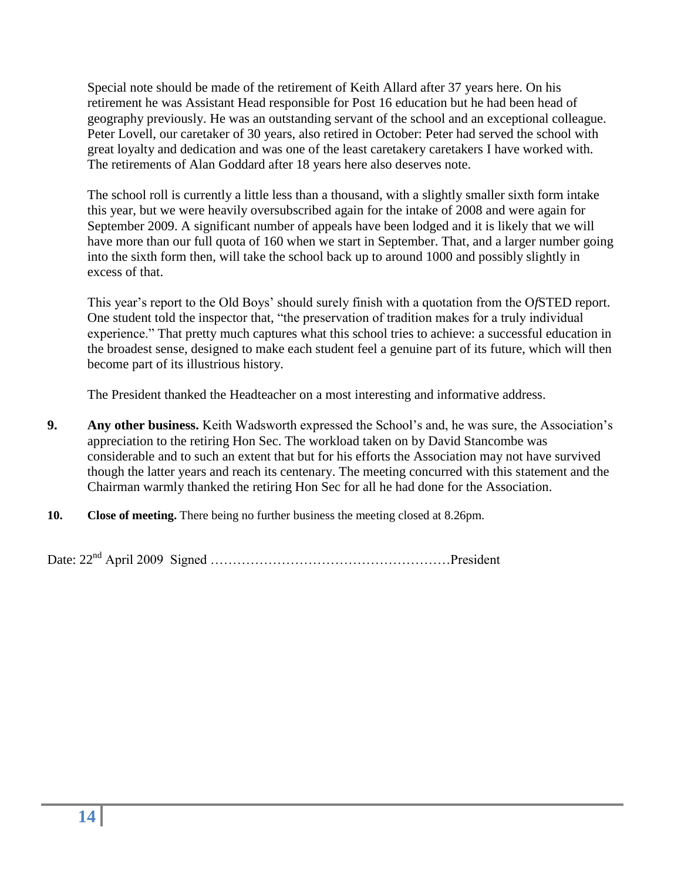Special note should be made of the retirement of Keith Allard after 37 years here. On his retirement he was Assistant Head responsible for Post 16 education but he had been head of geography previously. He was an outstanding servant of the school and an exceptional colleague. Peter Lovell, our caretaker of 30 years, also retired in October: Peter had served the school with great loyalty and dedication and was one of the least caretakery caretakers I have worked with. The retirements of Alan Goddard after 18 years here also deserves note.

The school roll is currently a little less than a thousand, with a slightly smaller sixth form intake this year, but we were heavily oversubscribed again for the intake of 2008 and were again for September 2009. A significant number of appeals have been lodged and it is likely that we will have more than our full quota of 160 when we start in September. That, and a larger number going into the sixth form then, will take the school back up to around 1000 and possibly slightly in excess of that.

This year's report to the Old Boys' should surely finish with a quotation from the O*f*STED report. One student told the inspector that, "the preservation of tradition makes for a truly individual experience." That pretty much captures what this school tries to achieve: a successful education in the broadest sense, designed to make each student feel a genuine part of its future, which will then become part of its illustrious history.

The President thanked the Headteacher on a most interesting and informative address.

**9. Any other business.** Keith Wadsworth expressed the School's and, he was sure, the Association's appreciation to the retiring Hon Sec. The workload taken on by David Stancombe was considerable and to such an extent that but for his efforts the Association may not have survived though the latter years and reach its centenary. The meeting concurred with this statement and the Chairman warmly thanked the retiring Hon Sec for all he had done for the Association.

**10. Close of meeting.** There being no further business the meeting closed at 8.26pm.

Date: 22nd April 2009 Signed ………………………………………………President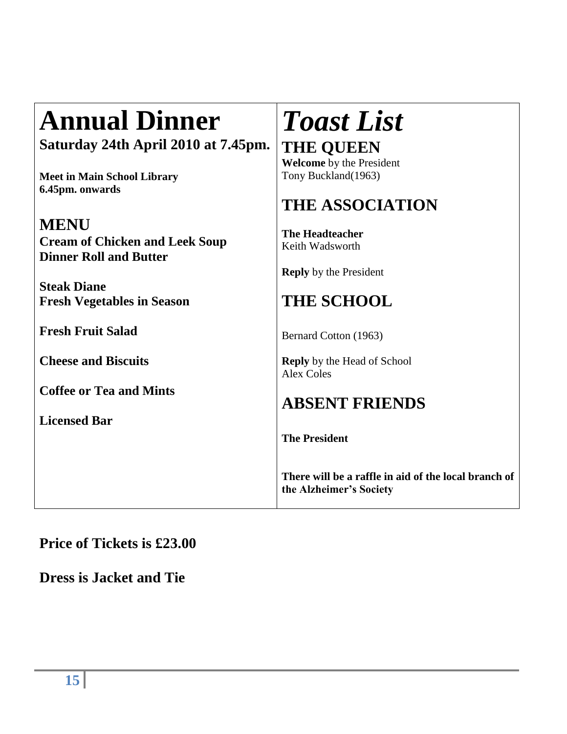# Annual Dinner

**Saturday 24th April 2010 at 7.45pm.**

**Meet in Main School Library**
**6.45pm. onwards**

## MENU

**Cream of Chicken and Leek Soup**
**Dinner Roll and Butter**

**Steak Diane**
**Fresh Vegetables in Season**

**Fresh Fruit Salad**

**Cheese and Biscuits**

**Coffee or Tea and Mints**

**Licensed Bar**

# *Toast List*

## THE QUEEN

**Welcome** by the President
Tony Buckland(1963)

## THE ASSOCIATION

**The Headteacher**
Keith Wadsworth

**Reply** by the President

## THE SCHOOL

Bernard Cotton (1963)

**Reply** by the Head of School
Alex Coles

## ABSENT FRIENDS

**The President**

**There will be a raffle in aid of the local branch of the Alzheimer's Society**

**Price of Tickets is £23.00**

**Dress is Jacket and Tie**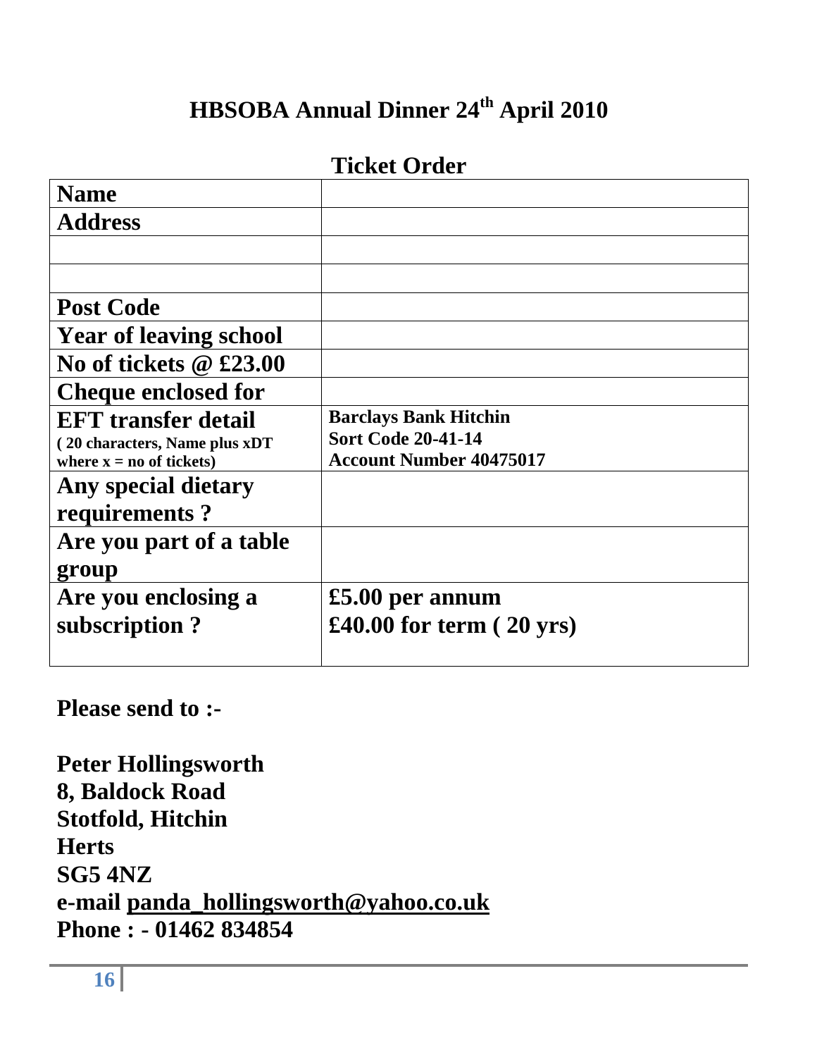# HBSOBA Annual Dinner 24th April 2010

## Ticket Order

| | |
|---|---|
| **Name** | |
| **Address** | |
| | |
| | |
| **Post Code** | |
| **Year of leaving school** | |
| **No of tickets @ £23.00** | |
| **Cheque enclosed for** | |
| **EFT transfer detail** ( 20 characters, Name plus xDT where x = no of tickets) | **Barclays Bank Hitchin** **Sort Code 20-41-14** **Account Number 40475017** |
| **Any special dietary requirements ?** | |
| **Are you part of a table group** | |
| **Are you enclosing a subscription ?** | **£5.00 per annum** **£40.00 for term ( 20 yrs)** |

**Please send to :-**

**Peter Hollingsworth**
**8, Baldock Road**
**Stotfold, Hitchin**
**Herts**
**SG5 4NZ**
**e-mail panda_hollingsworth@yahoo.co.uk**
**Phone : - 01462 834854**